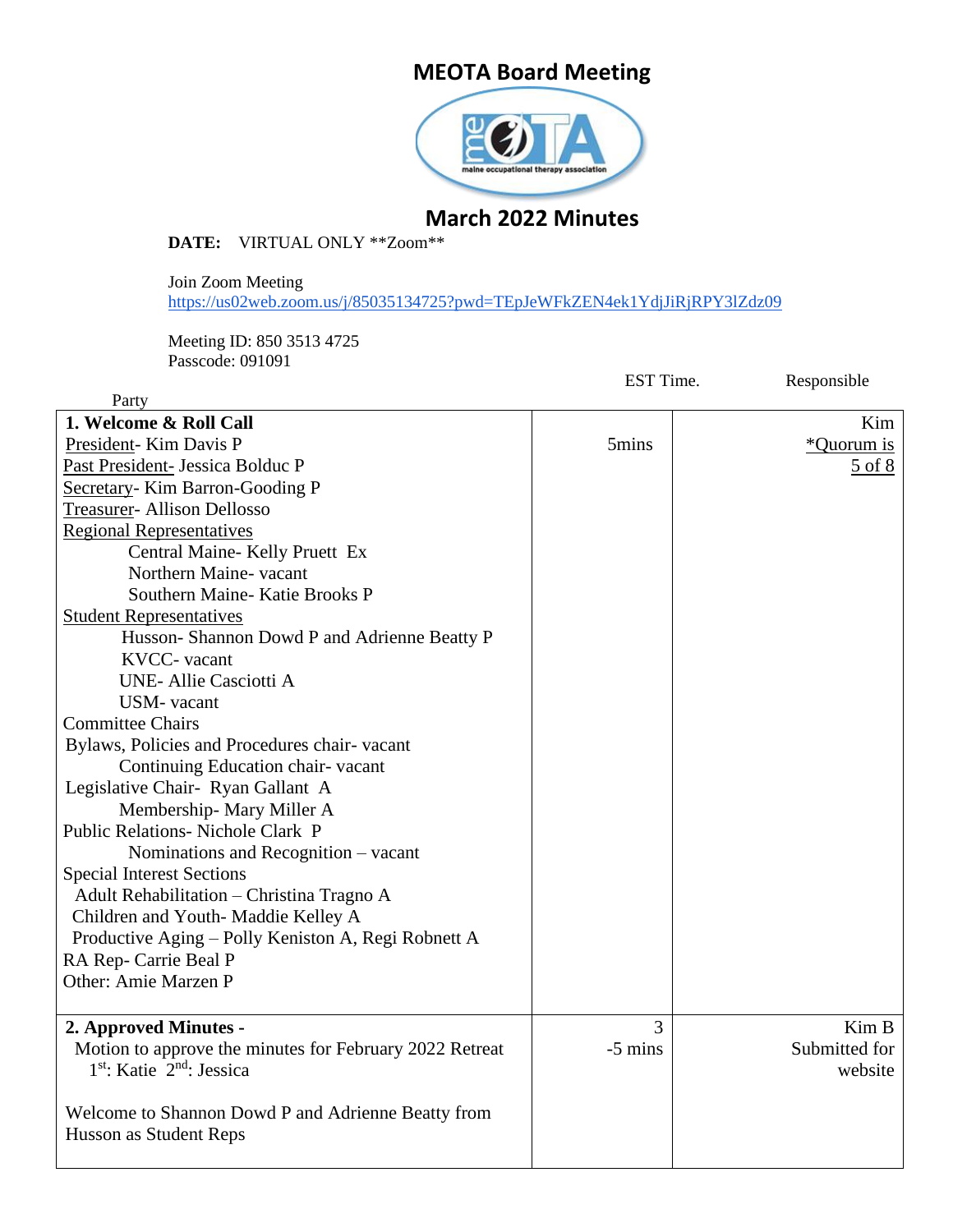# MEOTA Board Meeting

## March 2022 Minutes

**DATE:** VIRTUAL ONLY **Zoom**

Join Zoom Meeting
https://us02web.zoom.us/j/85035134725?pwd=TEpJeWFkZEN4ek1YdjJiRjRPY3lZdz09

Meeting ID: 850 3513 4725
Passcode: 091091

| Party | EST Time. | Responsible |
|---|---|---|
| **1. Welcome & Roll Call**<br>President- Kim Davis P<br>Past President- Jessica Bolduc P<br>Secretary- Kim Barron-Gooding P<br>Treasurer- Allison Dellosso<br>Regional Representatives<br>Central Maine- Kelly Pruett Ex<br>Northern Maine- vacant<br>Southern Maine- Katie Brooks P<br>Student Representatives<br>Husson- Shannon Dowd P and Adrienne Beatty P<br>KVCC- vacant<br>UNE- Allie Casciotti A<br>USM- vacant<br>Committee Chairs<br>Bylaws, Policies and Procedures chair- vacant<br>Continuing Education chair- vacant<br>Legislative Chair- Ryan Gallant A<br>Membership- Mary Miller A<br>Public Relations- Nichole Clark P<br>Nominations and Recognition – vacant<br>Special Interest Sections<br>Adult Rehabilitation – Christina Tragno A<br>Children and Youth- Maddie Kelley A<br>Productive Aging – Polly Keniston A, Regi Robnett A<br>RA Rep- Carrie Beal P<br>Other: Amie Marzen P | 5mins | Kim<br>*Quorum is 5 of 8 |
| **2. Approved Minutes -**<br>Motion to approve the minutes for February 2022 Retreat<br>1st: Katie 2nd: Jessica<br><br>Welcome to Shannon Dowd P and Adrienne Beatty from Husson as Student Reps | 3-5 mins | Kim B<br>Submitted for website |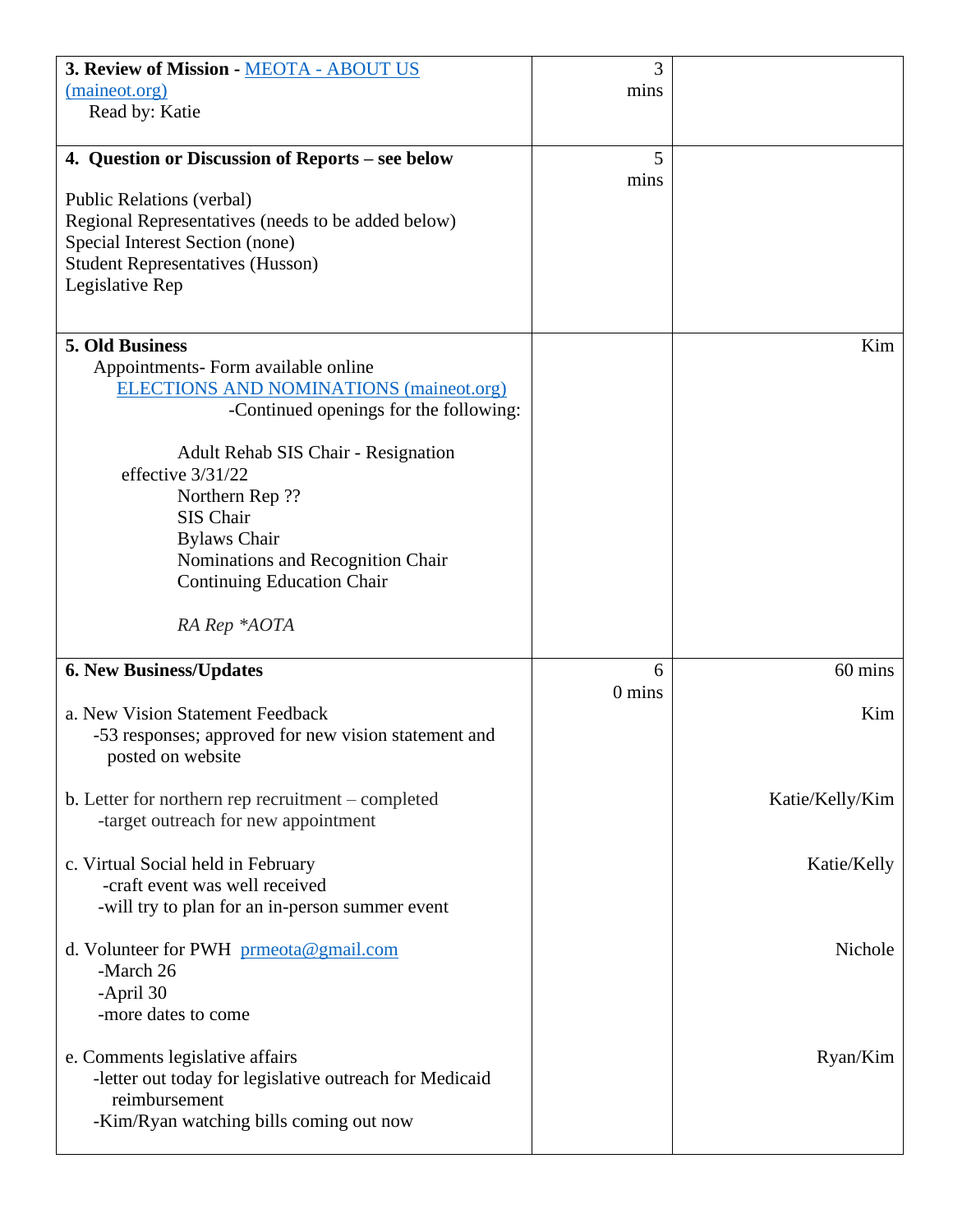| | | |
|---|---|---|
| **3. Review of Mission -** [MEOTA - ABOUT US (maineot.org)](#)<br>Read by: Katie | 3 mins | |
| **4. Question or Discussion of Reports – see below**<br><br>Public Relations (verbal)<br>Regional Representatives (needs to be added below)<br>Special Interest Section (none)<br>Student Representatives (Husson)<br>Legislative Rep | 5 mins | |
| **5. Old Business**<br>Appointments- Form available online<br>[ELECTIONS AND NOMINATIONS (maineot.org)](#)<br>-Continued openings for the following:<br><br>Adult Rehab SIS Chair - Resignation effective 3/31/22<br>Northern Rep ??<br>SIS Chair<br>Bylaws Chair<br>Nominations and Recognition Chair<br>Continuing Education Chair<br><br>*RA Rep \*AOTA* | | Kim |
| **6. New Business/Updates** | 60 mins | 60 mins |
| a. New Vision Statement Feedback<br>-53 responses; approved for new vision statement and posted on website | | Kim |
| b. Letter for northern rep recruitment – completed<br>-target outreach for new appointment | | Katie/Kelly/Kim |
| c. Virtual Social held in February<br>-craft event was well received<br>-will try to plan for an in-person summer event | | Katie/Kelly |
| d. Volunteer for PWH [prmeota@gmail.com](mailto:prmeota@gmail.com)<br>-March 26<br>-April 30<br>-more dates to come | | Nichole |
| e. Comments legislative affairs<br>-letter out today for legislative outreach for Medicaid reimbursement<br>-Kim/Ryan watching bills coming out now | | Ryan/Kim |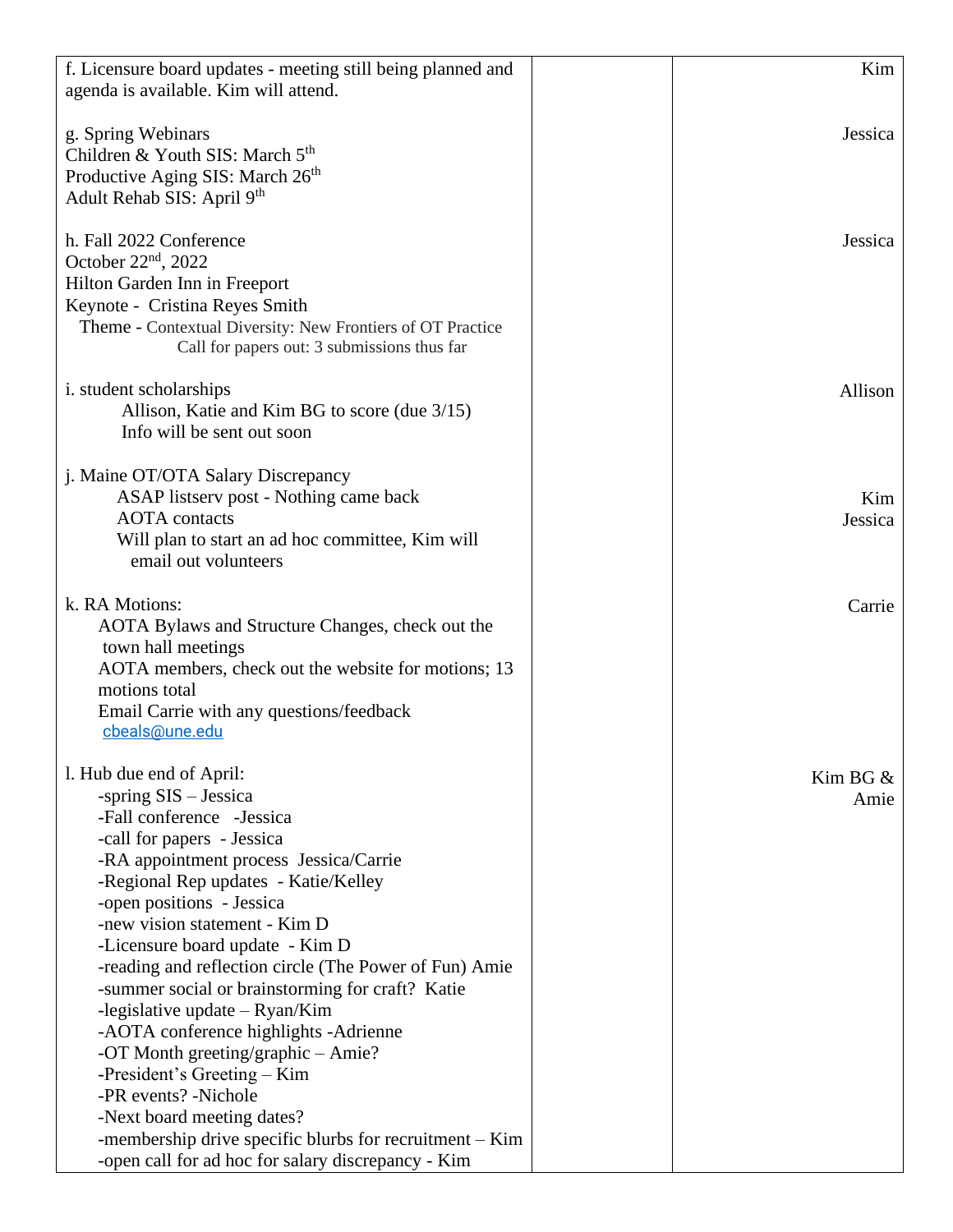| | | |
|---|---|---|
| f. Licensure board updates - meeting still being planned and agenda is available. Kim will attend.<br><br>g. Spring Webinars<br>Children & Youth SIS: March 5th<br>Productive Aging SIS: March 26th<br>Adult Rehab SIS: April 9th<br><br>h. Fall 2022 Conference<br>October 22nd, 2022<br>Hilton Garden Inn in Freeport<br>Keynote - Cristina Reyes Smith<br>Theme - Contextual Diversity: New Frontiers of OT Practice<br>Call for papers out: 3 submissions thus far<br><br>i. student scholarships<br>Allison, Katie and Kim BG to score (due 3/15)<br>Info will be sent out soon<br><br>j. Maine OT/OTA Salary Discrepancy<br>ASAP listserv post - Nothing came back<br>AOTA contacts<br>Will plan to start an ad hoc committee, Kim will email out volunteers<br><br>k. RA Motions:<br>AOTA Bylaws and Structure Changes, check out the town hall meetings<br>AOTA members, check out the website for motions; 13 motions total<br>Email Carrie with any questions/feedback<br>cbeals@une.edu<br><br>l. Hub due end of April:<br>-spring SIS – Jessica<br>-Fall conference -Jessica<br>-call for papers - Jessica<br>-RA appointment process Jessica/Carrie<br>-Regional Rep updates - Katie/Kelley<br>-open positions - Jessica<br>-new vision statement - Kim D<br>-Licensure board update - Kim D<br>-reading and reflection circle (The Power of Fun) Amie<br>-summer social or brainstorming for craft? Katie<br>-legislative update – Ryan/Kim<br>-AOTA conference highlights -Adrienne<br>-OT Month greeting/graphic – Amie?<br>-President's Greeting – Kim<br>-PR events? -Nichole<br>-Next board meeting dates?<br>-membership drive specific blurbs for recruitment – Kim<br>-open call for ad hoc for salary discrepancy - Kim | | Kim<br><br>Jessica<br><br>Jessica<br><br>Allison<br><br>Kim<br>Jessica<br><br>Carrie<br><br>Kim BG & Amie |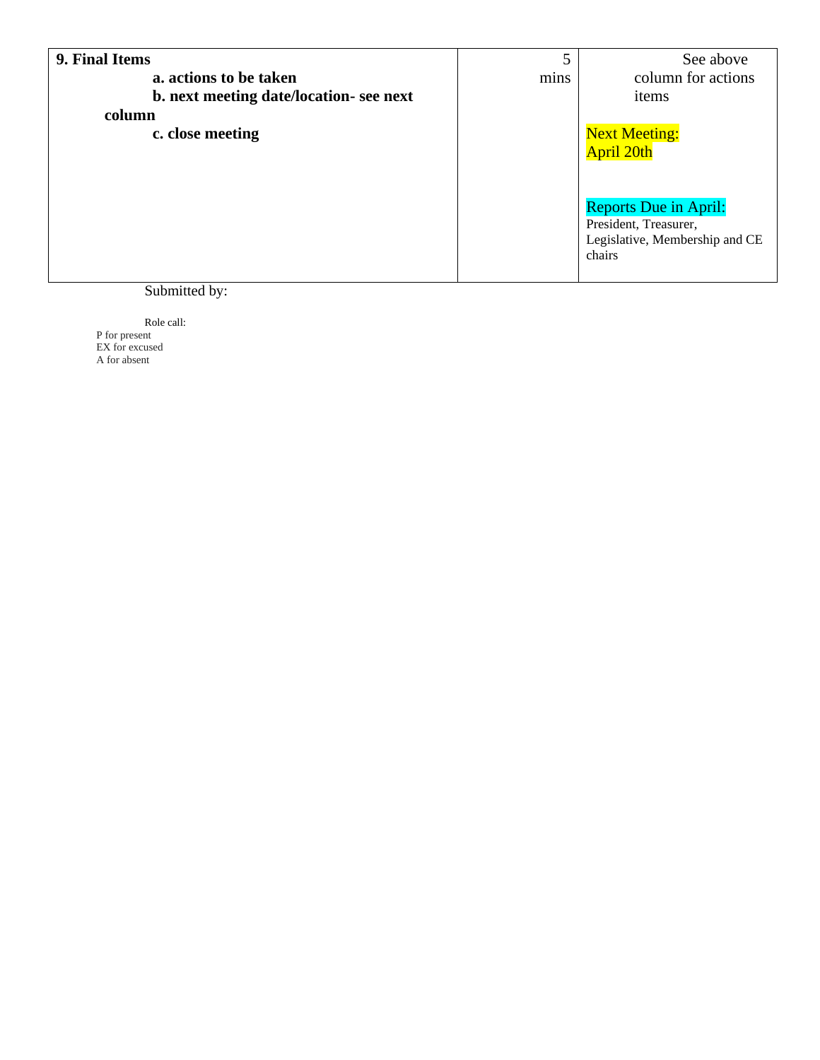| **9. Final Items**<br>**a. actions to be taken**<br>**b. next meeting date/location- see next column**<br>**c. close meeting** | 5 mins | See above column for actions items<br><br>Next Meeting: April 20th<br><br>Reports Due in April:<br>President, Treasurer, Legislative, Membership and CE chairs |
|---|---|---|

Submitted by:

Role call:
P for present
EX for excused
A for absent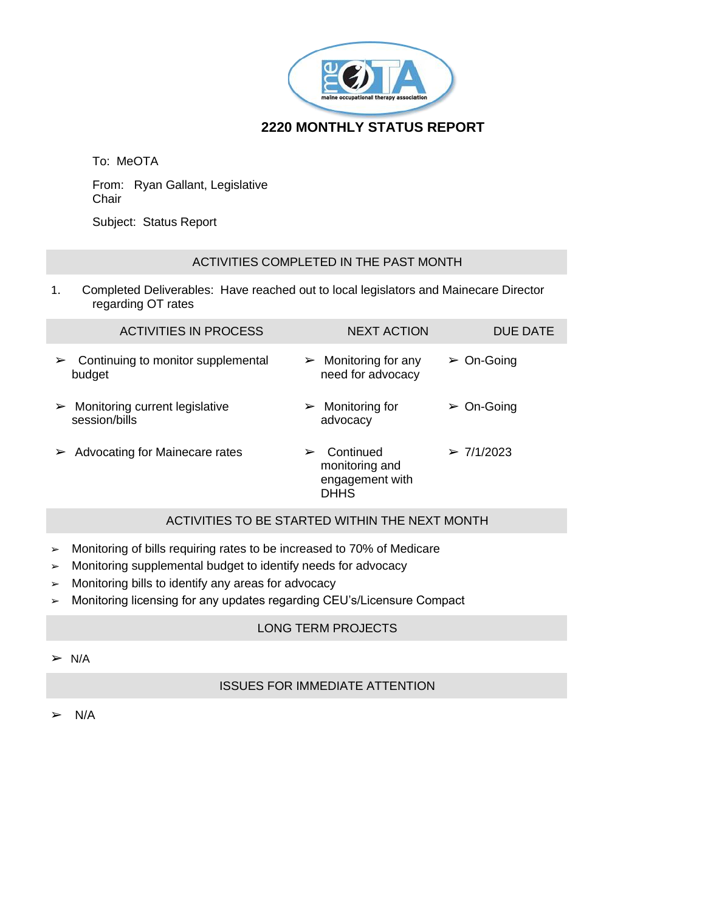## 2220 MONTHLY STATUS REPORT

To: MeOTA

From: Ryan Gallant, Legislative Chair

Subject: Status Report

### ACTIVITIES COMPLETED IN THE PAST MONTH

1. Completed Deliverables: Have reached out to local legislators and Mainecare Director regarding OT rates

| ACTIVITIES IN PROCESS | NEXT ACTION | DUE DATE |
|---|---|---|
| ➢ Continuing to monitor supplemental budget | ➢ Monitoring for any need for advocacy | ➢ On-Going |
| ➢ Monitoring current legislative session/bills | ➢ Monitoring for advocacy | ➢ On-Going |
| ➢ Advocating for Mainecare rates | ➢ Continued monitoring and engagement with DHHS | ➢ 7/1/2023 |

### ACTIVITIES TO BE STARTED WITHIN THE NEXT MONTH

- Monitoring of bills requiring rates to be increased to 70% of Medicare
- Monitoring supplemental budget to identify needs for advocacy
- Monitoring bills to identify any areas for advocacy
- Monitoring licensing for any updates regarding CEU's/Licensure Compact

### LONG TERM PROJECTS

- N/A

### ISSUES FOR IMMEDIATE ATTENTION

- N/A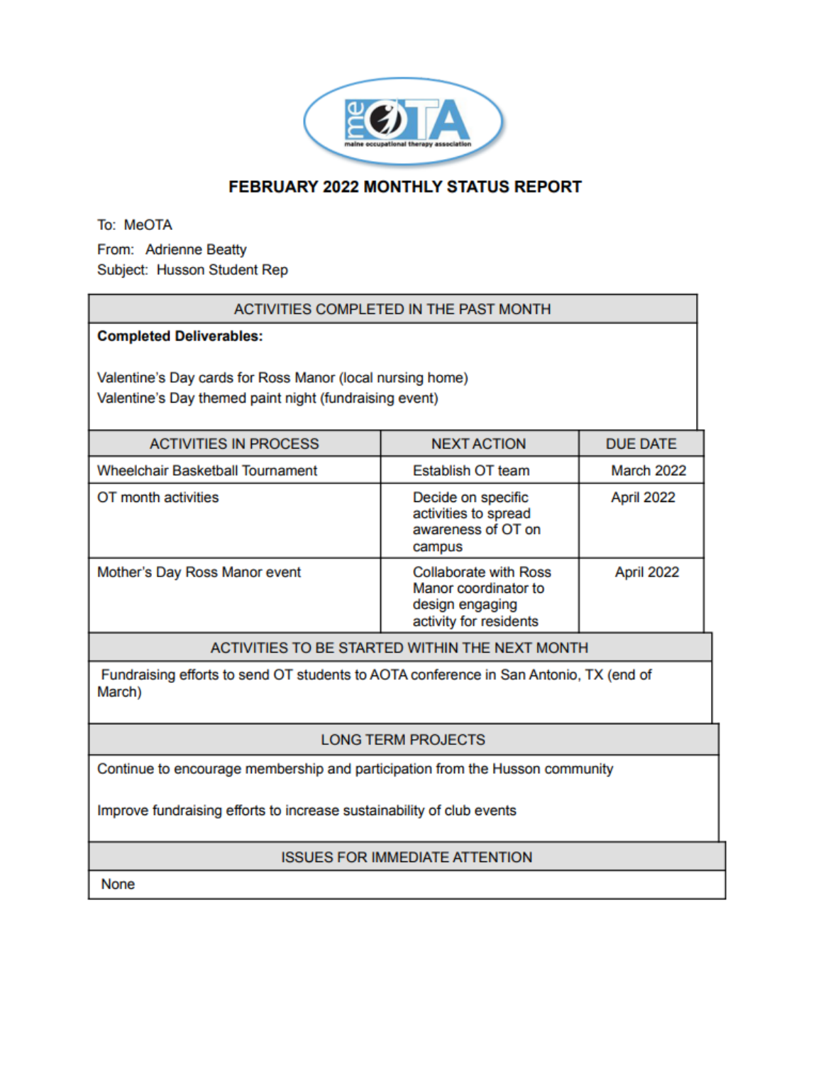# FEBRUARY 2022 MONTHLY STATUS REPORT

To: MeOTA

From: Adrienne Beatty

Subject: Husson Student Rep

| ACTIVITIES COMPLETED IN THE PAST MONTH |
| --- |
| **Completed Deliverables:**<br><br>Valentine's Day cards for Ross Manor (local nursing home)<br>Valentine's Day themed paint night (fundraising event) |

| ACTIVITIES IN PROCESS | NEXT ACTION | DUE DATE |
| --- | --- | --- |
| Wheelchair Basketball Tournament | Establish OT team | March 2022 |
| OT month activities | Decide on specific activities to spread awareness of OT on campus | April 2022 |
| Mother's Day Ross Manor event | Collaborate with Ross Manor coordinator to design engaging activity for residents | April 2022 |

| ACTIVITIES TO BE STARTED WITHIN THE NEXT MONTH |
| --- |
| Fundraising efforts to send OT students to AOTA conference in San Antonio, TX (end of March) |

| LONG TERM PROJECTS |
| --- |
| Continue to encourage membership and participation from the Husson community<br><br>Improve fundraising efforts to increase sustainability of club events |

| ISSUES FOR IMMEDIATE ATTENTION |
| --- |
| None |